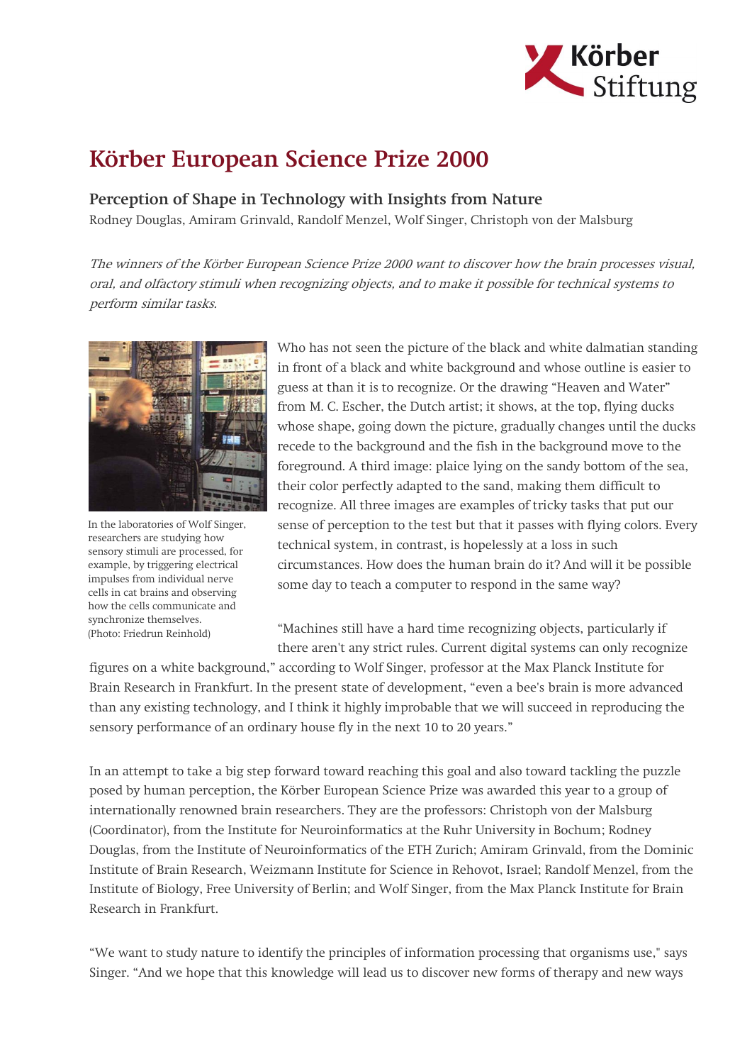# Körber European Science Prize 2000

### Perception of Shape in Technology with Insights from Nature

Rodney Douglas, Amiram Grinvald, Randolf Menzel, Wolf Singer, Christoph von der Malsburg

*The winners of the Körber European Science Prize 2000 want to discover how the brain processes visual, oral, and olfactory stimuli when recognizing objects, and to make it possible for technical systems to perform similar tasks.*

In the laboratories of Wolf Singer, researchers are studying how sensory stimuli are processed, for example, by triggering electrical impulses from individual nerve cells in cat brains and observing how the cells communicate and synchronize themselves. (Photo: Friedrun Reinhold)

Who has not seen the picture of the black and white dalmatian standing in front of a black and white background and whose outline is easier to guess at than it is to recognize. Or the drawing "Heaven and Water" from M. C. Escher, the Dutch artist; it shows, at the top, flying ducks whose shape, going down the picture, gradually changes until the ducks recede to the background and the fish in the background move to the foreground. A third image: plaice lying on the sandy bottom of the sea, their color perfectly adapted to the sand, making them difficult to recognize. All three images are examples of tricky tasks that put our sense of perception to the test but that it passes with flying colors. Every technical system, in contrast, is hopelessly at a loss in such circumstances. How does the human brain do it? And will it be possible some day to teach a computer to respond in the same way?

"Machines still have a hard time recognizing objects, particularly if there aren't any strict rules. Current digital systems can only recognize figures on a white background," according to Wolf Singer, professor at the Max Planck Institute for Brain Research in Frankfurt. In the present state of development, "even a bee's brain is more advanced than any existing technology, and I think it highly improbable that we will succeed in reproducing the sensory performance of an ordinary house fly in the next 10 to 20 years."

In an attempt to take a big step forward toward reaching this goal and also toward tackling the puzzle posed by human perception, the Körber European Science Prize was awarded this year to a group of internationally renowned brain researchers. They are the professors: Christoph von der Malsburg (Coordinator), from the Institute for Neuroinformatics at the Ruhr University in Bochum; Rodney Douglas, from the Institute of Neuroinformatics of the ETH Zurich; Amiram Grinvald, from the Dominic Institute of Brain Research, Weizmann Institute for Science in Rehovot, Israel; Randolf Menzel, from the Institute of Biology, Free University of Berlin; and Wolf Singer, from the Max Planck Institute for Brain Research in Frankfurt.

"We want to study nature to identify the principles of information processing that organisms use," says Singer. "And we hope that this knowledge will lead us to discover new forms of therapy and new ways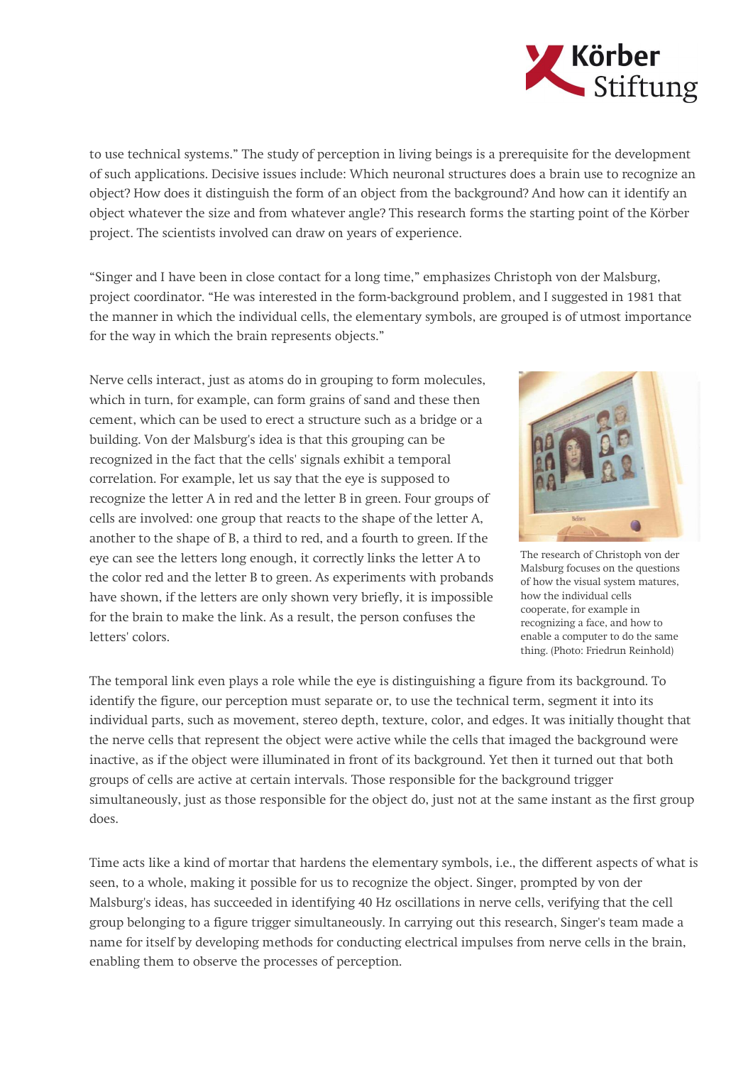to use technical systems." The study of perception in living beings is a prerequisite for the development of such applications. Decisive issues include: Which neuronal structures does a brain use to recognize an object? How does it distinguish the form of an object from the background? And how can it identify an object whatever the size and from whatever angle? This research forms the starting point of the Körber project. The scientists involved can draw on years of experience.

"Singer and I have been in close contact for a long time," emphasizes Christoph von der Malsburg, project coordinator. "He was interested in the form-background problem, and I suggested in 1981 that the manner in which the individual cells, the elementary symbols, are grouped is of utmost importance for the way in which the brain represents objects."

Nerve cells interact, just as atoms do in grouping to form molecules, which in turn, for example, can form grains of sand and these then cement, which can be used to erect a structure such as a bridge or a building. Von der Malsburg's idea is that this grouping can be recognized in the fact that the cells' signals exhibit a temporal correlation. For example, let us say that the eye is supposed to recognize the letter A in red and the letter B in green. Four groups of cells are involved: one group that reacts to the shape of the letter A, another to the shape of B, a third to red, and a fourth to green. If the eye can see the letters long enough, it correctly links the letter A to the color red and the letter B to green. As experiments with probands have shown, if the letters are only shown very briefly, it is impossible for the brain to make the link. As a result, the person confuses the letters' colors.

The research of Christoph von der Malsburg focuses on the questions of how the visual system matures, how the individual cells cooperate, for example in recognizing a face, and how to enable a computer to do the same thing. (Photo: Friedrun Reinhold)

The temporal link even plays a role while the eye is distinguishing a figure from its background. To identify the figure, our perception must separate or, to use the technical term, segment it into its individual parts, such as movement, stereo depth, texture, color, and edges. It was initially thought that the nerve cells that represent the object were active while the cells that imaged the background were inactive, as if the object were illuminated in front of its background. Yet then it turned out that both groups of cells are active at certain intervals. Those responsible for the background trigger simultaneously, just as those responsible for the object do, just not at the same instant as the first group does.

Time acts like a kind of mortar that hardens the elementary symbols, i.e., the different aspects of what is seen, to a whole, making it possible for us to recognize the object. Singer, prompted by von der Malsburg's ideas, has succeeded in identifying 40 Hz oscillations in nerve cells, verifying that the cell group belonging to a figure trigger simultaneously. In carrying out this research, Singer's team made a name for itself by developing methods for conducting electrical impulses from nerve cells in the brain, enabling them to observe the processes of perception.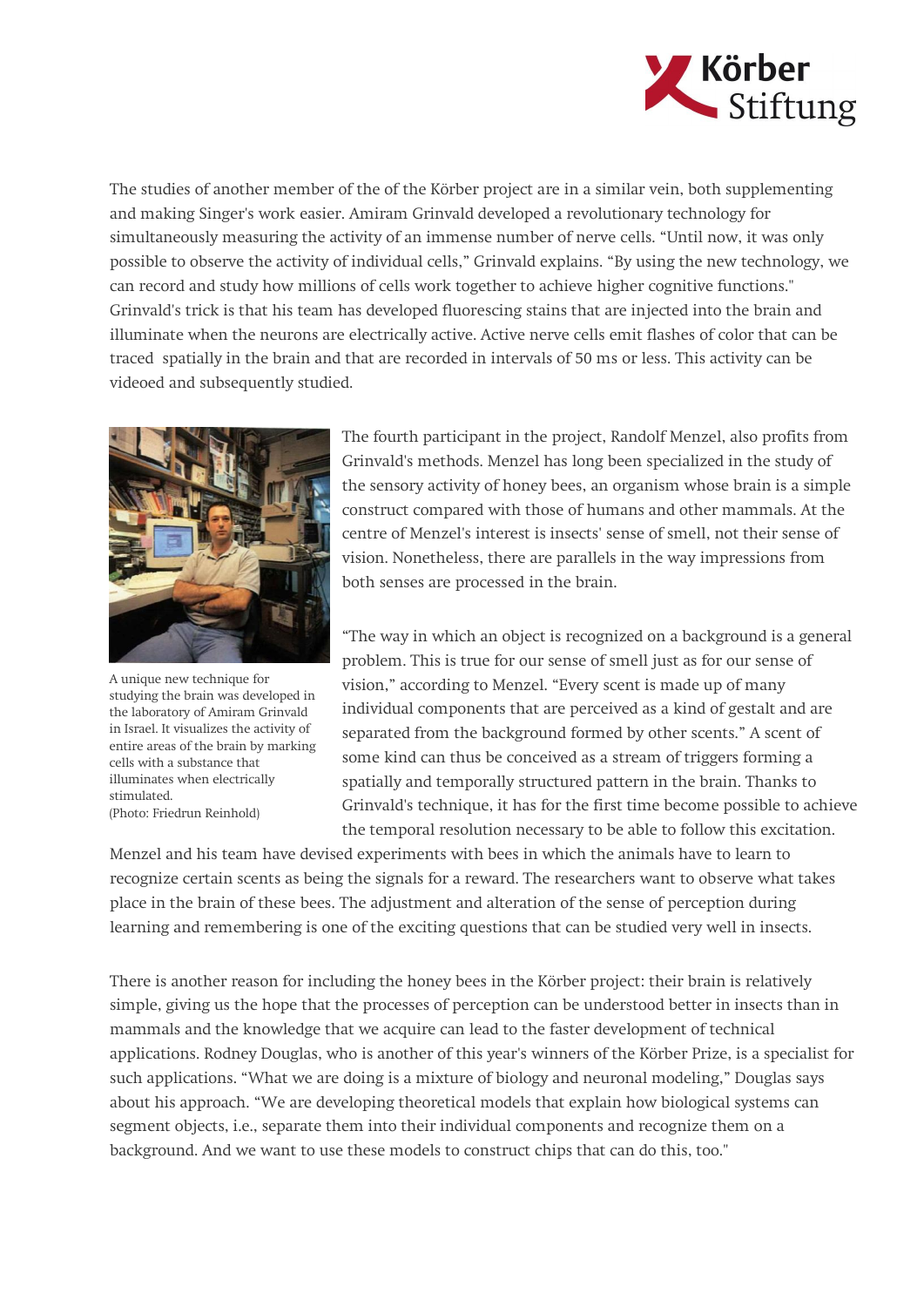The studies of another member of the of the Körber project are in a similar vein, both supplementing and making Singer's work easier. Amiram Grinvald developed a revolutionary technology for simultaneously measuring the activity of an immense number of nerve cells. "Until now, it was only possible to observe the activity of individual cells," Grinvald explains. "By using the new technology, we can record and study how millions of cells work together to achieve higher cognitive functions." Grinvald's trick is that his team has developed fluorescing stains that are injected into the brain and illuminate when the neurons are electrically active. Active nerve cells emit flashes of color that can be traced spatially in the brain and that are recorded in intervals of 50 ms or less. This activity can be videoed and subsequently studied.

A unique new technique for studying the brain was developed in the laboratory of Amiram Grinvald in Israel. It visualizes the activity of entire areas of the brain by marking cells with a substance that illuminates when electrically stimulated.
(Photo: Friedrun Reinhold)

The fourth participant in the project, Randolf Menzel, also profits from Grinvald's methods. Menzel has long been specialized in the study of the sensory activity of honey bees, an organism whose brain is a simple construct compared with those of humans and other mammals. At the centre of Menzel's interest is insects' sense of smell, not their sense of vision. Nonetheless, there are parallels in the way impressions from both senses are processed in the brain.

"The way in which an object is recognized on a background is a general problem. This is true for our sense of smell just as for our sense of vision," according to Menzel. "Every scent is made up of many individual components that are perceived as a kind of gestalt and are separated from the background formed by other scents." A scent of some kind can thus be conceived as a stream of triggers forming a spatially and temporally structured pattern in the brain. Thanks to Grinvald's technique, it has for the first time become possible to achieve the temporal resolution necessary to be able to follow this excitation.

Menzel and his team have devised experiments with bees in which the animals have to learn to recognize certain scents as being the signals for a reward. The researchers want to observe what takes place in the brain of these bees. The adjustment and alteration of the sense of perception during learning and remembering is one of the exciting questions that can be studied very well in insects.

There is another reason for including the honey bees in the Körber project: their brain is relatively simple, giving us the hope that the processes of perception can be understood better in insects than in mammals and the knowledge that we acquire can lead to the faster development of technical applications. Rodney Douglas, who is another of this year's winners of the Körber Prize, is a specialist for such applications. "What we are doing is a mixture of biology and neuronal modeling," Douglas says about his approach. "We are developing theoretical models that explain how biological systems can segment objects, i.e., separate them into their individual components and recognize them on a background. And we want to use these models to construct chips that can do this, too."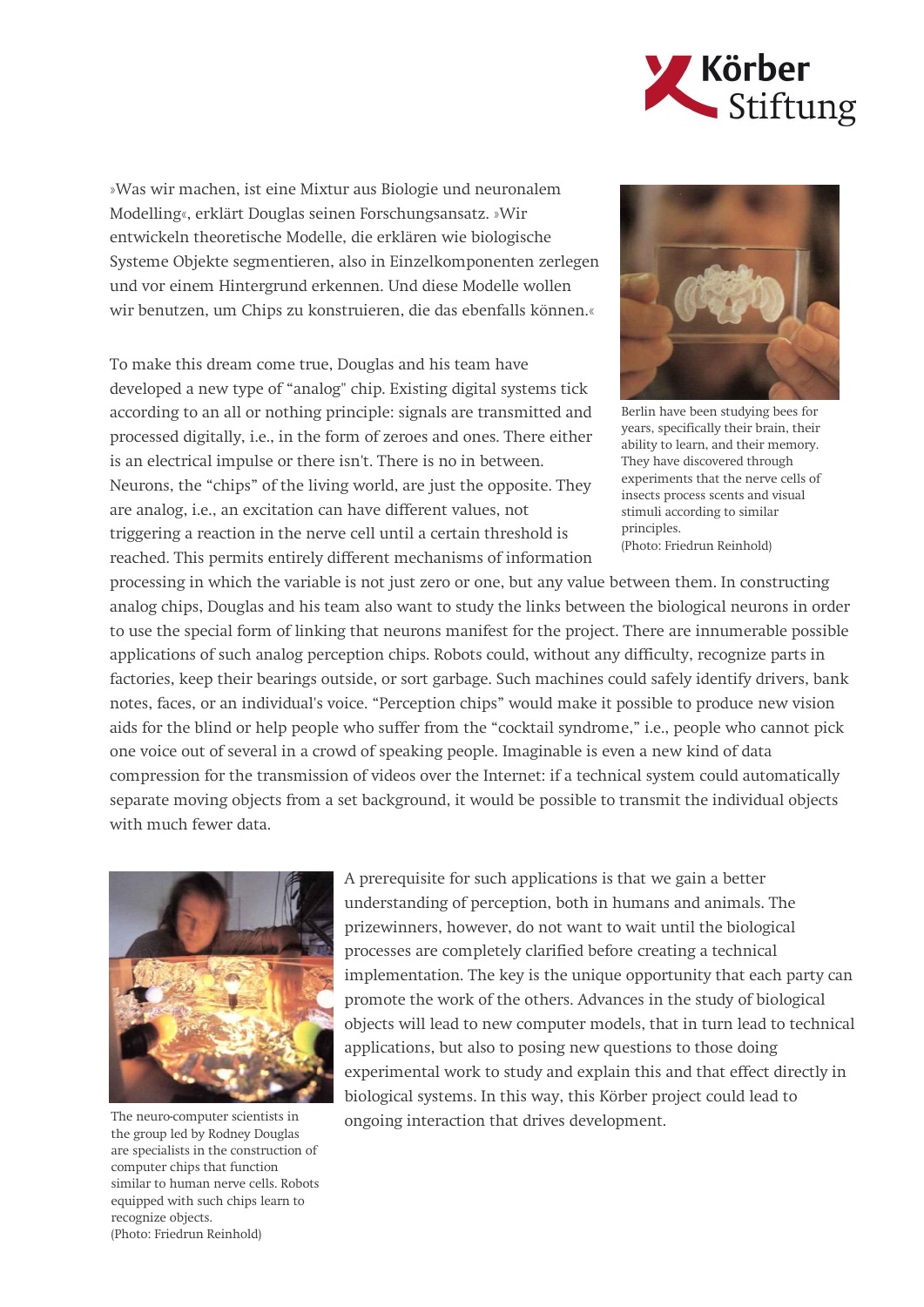»Was wir machen, ist eine Mixtur aus Biologie und neuronalem Modelling«, erklärt Douglas seinen Forschungsansatz. »Wir entwickeln theoretische Modelle, die erklären wie biologische Systeme Objekte segmentieren, also in Einzelkomponenten zerlegen und vor einem Hintergrund erkennen. Und diese Modelle wollen wir benutzen, um Chips zu konstruieren, die das ebenfalls können.«

To make this dream come true, Douglas and his team have developed a new type of "analog" chip. Existing digital systems tick according to an all or nothing principle: signals are transmitted and processed digitally, i.e., in the form of zeroes and ones. There either is an electrical impulse or there isn't. There is no in between. Neurons, the "chips" of the living world, are just the opposite. They are analog, i.e., an excitation can have different values, not triggering a reaction in the nerve cell until a certain threshold is reached. This permits entirely different mechanisms of information processing in which the variable is not just zero or one, but any value between them. In constructing analog chips, Douglas and his team also want to study the links between the biological neurons in order to use the special form of linking that neurons manifest for the project. There are innumerable possible applications of such analog perception chips. Robots could, without any difficulty, recognize parts in factories, keep their bearings outside, or sort garbage. Such machines could safely identify drivers, bank notes, faces, or an individual's voice. "Perception chips" would make it possible to produce new vision aids for the blind or help people who suffer from the "cocktail syndrome," i.e., people who cannot pick one voice out of several in a crowd of speaking people. Imaginable is even a new kind of data compression for the transmission of videos over the Internet: if a technical system could automatically separate moving objects from a set background, it would be possible to transmit the individual objects with much fewer data.

Berlin have been studying bees for years, specifically their brain, their ability to learn, and their memory. They have discovered through experiments that the nerve cells of insects process scents and visual stimuli according to similar principles.
(Photo: Friedrun Reinhold)

A prerequisite for such applications is that we gain a better understanding of perception, both in humans and animals. The prizewinners, however, do not want to wait until the biological processes are completely clarified before creating a technical implementation. The key is the unique opportunity that each party can promote the work of the others. Advances in the study of biological objects will lead to new computer models, that in turn lead to technical applications, but also to posing new questions to those doing experimental work to study and explain this and that effect directly in biological systems. In this way, this Körber project could lead to ongoing interaction that drives development.

The neuro-computer scientists in the group led by Rodney Douglas are specialists in the construction of computer chips that function similar to human nerve cells. Robots equipped with such chips learn to recognize objects.
(Photo: Friedrun Reinhold)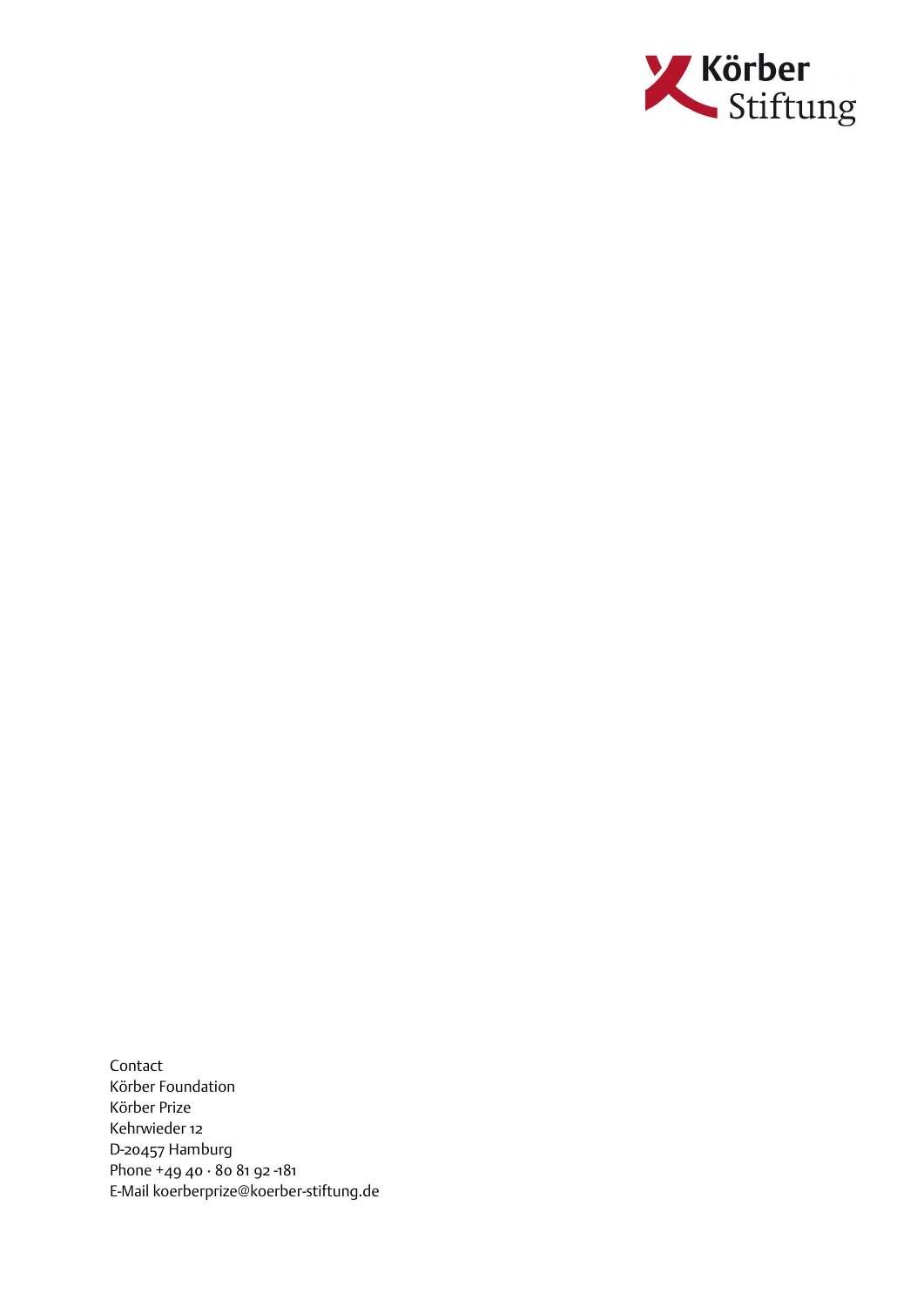Körber Stiftung

Contact
Körber Foundation
Körber Prize
Kehrwieder 12
D-20457 Hamburg
Phone +49 40 · 80 81 92 -181
E-Mail koerberprize@koerber-stiftung.de